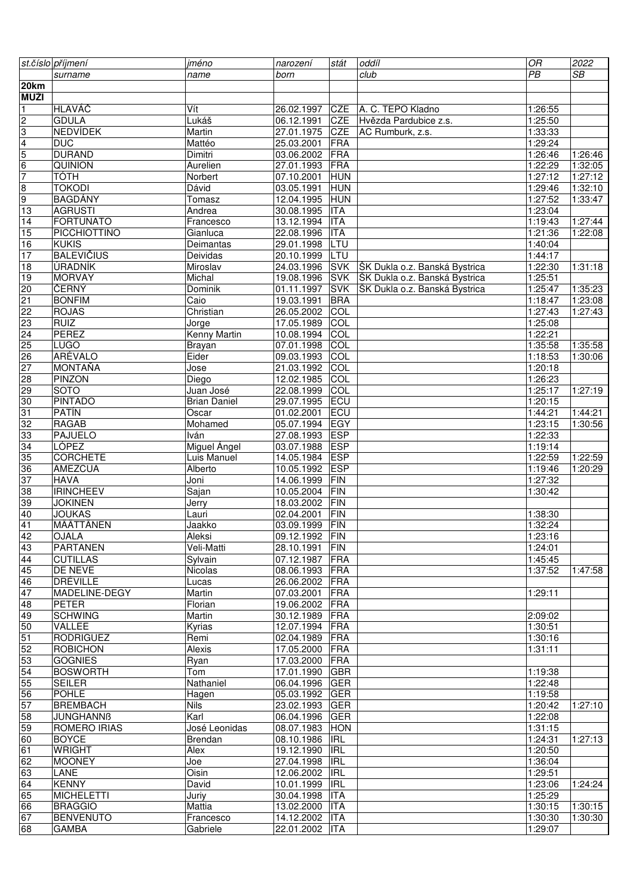| st.číslo | příjmení | jméno | narození | stát | oddíl | OR | 2022 |
|---|---|---|---|---|---|---|---|
| | surname | name | born | | club | PB | SB |
| **20km** | | | | | | | |
| **MUŽI** | | | | | | | |
| 1 | HLAVÁČ | Vít | 26.02.1997 | CZE | A. C. TEPO Kladno | 1:26:55 | |
| 2 | GDULA | Lukáš | 06.12.1991 | CZE | Hvězda Pardubice z.s. | 1:25:50 | |
| 3 | NEDVÍDEK | Martin | 27.01.1975 | CZE | AC Rumburk, z.s. | 1:33:33 | |
| 4 | DUC | Mattéo | 25.03.2001 | FRA | | 1:29:24 | |
| 5 | DURAND | Dimitri | 03.06.2002 | FRA | | 1:26:46 | 1:26:46 |
| 6 | QUINION | Aurelien | 27.01.1993 | FRA | | 1:22:29 | 1:32:05 |
| 7 | TÓTH | Norbert | 07.10.2001 | HUN | | 1:27:12 | 1:27:12 |
| 8 | TOKODI | Dávid | 03.05.1991 | HUN | | 1:29:46 | 1:32:10 |
| 9 | BAGDÁNY | Tomasz | 12.04.1995 | HUN | | 1:27:52 | 1:33:47 |
| 13 | AGRUSTI | Andrea | 30.08.1995 | ITA | | 1:23:04 | |
| 14 | FORTUNATO | Francesco | 13.12.1994 | ITA | | 1:19:43 | 1:27:44 |
| 15 | PICCHIOTTINO | Gianluca | 22.08.1996 | ITA | | 1:21:36 | 1:22:08 |
| 16 | KUKIS | Deimantas | 29.01.1998 | LTU | | 1:40:04 | |
| 17 | BALEVIČIUS | Deividas | 20.10.1999 | LTU | | 1:44:17 | |
| 18 | ÚRADNÍK | Miroslav | 24.03.1996 | SVK | ŠK Dukla o.z. Banská Bystrica | 1:22:30 | 1:31:18 |
| 19 | MORVAY | Michal | 19.08.1996 | SVK | ŠK Dukla o.z. Banská Bystrica | 1:25:51 | |
| 20 | ČERNÝ | Dominik | 01.11.1997 | SVK | ŠK Dukla o.z. Banská Bystrica | 1:25:47 | 1:35:23 |
| 21 | BONFIM | Caio | 19.03.1991 | BRA | | 1:18:47 | 1:23:08 |
| 22 | ROJAS | Christian | 26.05.2002 | COL | | 1:27:43 | 1:27:43 |
| 23 | RUIZ | Jorge | 17.05.1989 | COL | | 1:25:08 | |
| 24 | PEREZ | Kenny Martin | 10.08.1994 | COL | | 1:22:21 | |
| 25 | LUGO | Brayan | 07.01.1998 | COL | | 1:35:58 | 1:35:58 |
| 26 | ARÉVALO | Eider | 09.03.1993 | COL | | 1:18:53 | 1:30:06 |
| 27 | MONTAÑA | Jose | 21.03.1992 | COL | | 1:20:18 | |
| 28 | PINZON | Diego | 12.02.1985 | COL | | 1:26:23 | |
| 29 | SOTO | Juan José | 22.08.1999 | COL | | 1:25:17 | 1:27:19 |
| 30 | PINTADO | Brian Daniel | 29.07.1995 | ECU | | 1:20:15 | |
| 31 | PATÍN | Oscar | 01.02.2001 | ECU | | 1:44:21 | 1:44:21 |
| 32 | RAGAB | Mohamed | 05.07.1994 | EGY | | 1:23:15 | 1:30:56 |
| 33 | PAJUELO | Iván | 27.08.1993 | ESP | | 1:22:33 | |
| 34 | LÓPEZ | Miguel Ángel | 03.07.1988 | ESP | | 1:19:14 | |
| 35 | CORCHETE | Luis Manuel | 14.05.1984 | ESP | | 1:22:59 | 1:22:59 |
| 36 | AMEZCUA | Alberto | 10.05.1992 | ESP | | 1:19:46 | 1:20:29 |
| 37 | HAVA | Joni | 14.06.1999 | FIN | | 1:27:32 | |
| 38 | IRINCHEEV | Sajan | 10.05.2004 | FIN | | 1:30:42 | |
| 39 | JOKINEN | Jerry | 18.03.2002 | FIN | | | |
| 40 | JOUKAS | Lauri | 02.04.2001 | FIN | | 1:38:30 | |
| 41 | MÄÄTTÄNEN | Jaakko | 03.09.1999 | FIN | | 1:32:24 | |
| 42 | OJALA | Aleksi | 09.12.1992 | FIN | | 1:23:16 | |
| 43 | PARTANEN | Veli-Matti | 28.10.1991 | FIN | | 1:24:01 | |
| 44 | CUTILLAS | Sylvain | 07.12.1987 | FRA | | 1:45:45 | |
| 45 | DE NEVE | Nicolas | 08.06.1993 | FRA | | 1:37:52 | 1:47:58 |
| 46 | DRÉVILLE | Lucas | 26.06.2002 | FRA | | | |
| 47 | MADELINE-DEGY | Martin | 07.03.2001 | FRA | | 1:29:11 | |
| 48 | PETER | Florian | 19.06.2002 | FRA | | | |
| 49 | SCHWING | Martin | 30.12.1989 | FRA | | 2:09:02 | |
| 50 | VALLEE | Kyrias | 12.07.1994 | FRA | | 1:30:51 | |
| 51 | RODRIGUEZ | Remi | 02.04.1989 | FRA | | 1:30:16 | |
| 52 | ROBICHON | Alexis | 17.05.2000 | FRA | | 1:31:11 | |
| 53 | GOGNIES | Ryan | 17.03.2000 | FRA | | | |
| 54 | BOSWORTH | Tom | 17.01.1990 | GBR | | 1:19:38 | |
| 55 | SEILER | Nathaniel | 06.04.1996 | GER | | 1:22:48 | |
| 56 | POHLE | Hagen | 05.03.1992 | GER | | 1:19:58 | |
| 57 | BREMBACH | Nils | 23.02.1993 | GER | | 1:20:42 | 1:27:10 |
| 58 | JUNGHANNß | Karl | 06.04.1996 | GER | | 1:22:08 | |
| 59 | ROMERO IRIAS | José Leonidas | 08.07.1983 | HON | | 1:31:15 | |
| 60 | BOYCE | Brendan | 08.10.1986 | IRL | | 1:24:31 | 1:27:13 |
| 61 | WRIGHT | Alex | 19.12.1990 | IRL | | 1:20:50 | |
| 62 | MOONEY | Joe | 27.04.1998 | IRL | | 1:36:04 | |
| 63 | LANE | Oisin | 12.06.2002 | IRL | | 1:29:51 | |
| 64 | KENNY | David | 10.01.1999 | IRL | | 1:23:06 | 1:24:24 |
| 65 | MICHELETTI | Juriy | 30.04.1998 | ITA | | 1:25:29 | |
| 66 | BRAGGIO | Mattia | 13.02.2000 | ITA | | 1:30:15 | 1:30:15 |
| 67 | BENVENUTO | Francesco | 14.12.2002 | ITA | | 1:30:30 | 1:30:30 |
| 68 | GAMBA | Gabriele | 22.01.2002 | ITA | | 1:29:07 | |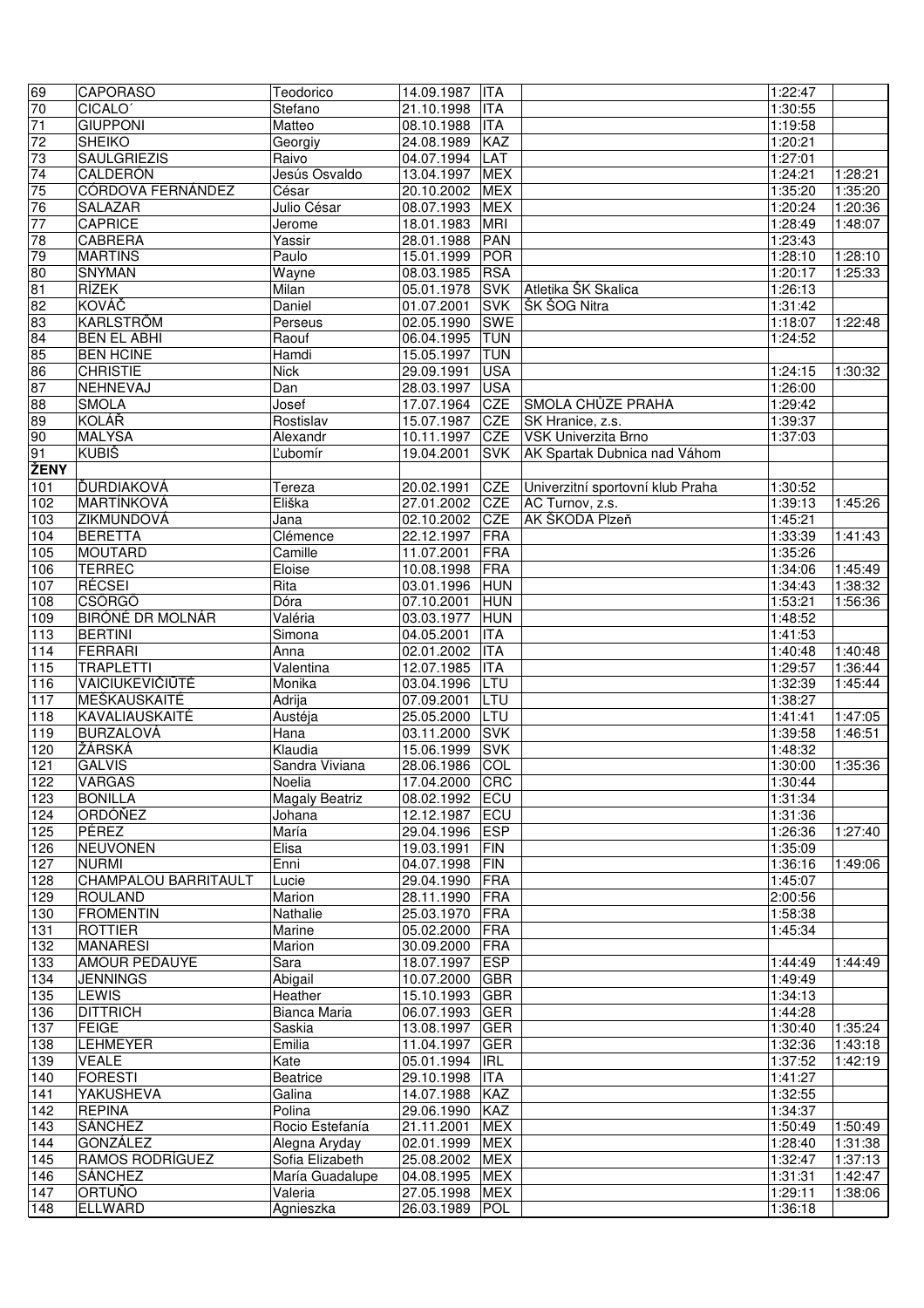| | | | | | | | |
|---|---|---|---|---|---|---|---|
| 69 | CAPORASO | Teodorico | 14.09.1987 | ITA | | 1:22:47 | |
| 70 | CICALO´ | Stefano | 21.10.1998 | ITA | | 1:30:55 | |
| 71 | GIUPPONI | Matteo | 08.10.1988 | ITA | | 1:19:58 | |
| 72 | SHEIKO | Georgiy | 24.08.1989 | KAZ | | 1:20:21 | |
| 73 | SAULGRIEZIS | Raivo | 04.07.1994 | LAT | | 1:27:01 | |
| 74 | CALDERÓN | Jesús Osvaldo | 13.04.1997 | MEX | | 1:24:21 | 1:28:21 |
| 75 | CÓRDOVA FERNÁNDEZ | César | 20.10.2002 | MEX | | 1:35:20 | 1:35:20 |
| 76 | SALAZAR | Julio César | 08.07.1993 | MEX | | 1:20:24 | 1:20:36 |
| 77 | CAPRICE | Jerome | 18.01.1983 | MRI | | 1:28:49 | 1:48:07 |
| 78 | CABRERA | Yassir | 28.01.1988 | PAN | | 1:23:43 | |
| 79 | MARTINS | Paulo | 15.01.1999 | POR | | 1:28:10 | 1:28:10 |
| 80 | SNYMAN | Wayne | 08.03.1985 | RSA | | 1:20:17 | 1:25:33 |
| 81 | RÍZEK | Milan | 05.01.1978 | SVK | Atletika ŠK Skalica | 1:26:13 | |
| 82 | KOVÁČ | Daniel | 01.07.2001 | SVK | ŠK ŠOG Nitra | 1:31:42 | |
| 83 | KARLSTRÖM | Perseus | 02.05.1990 | SWE | | 1:18:07 | 1:22:48 |
| 84 | BEN EL ABHI | Raouf | 06.04.1995 | TUN | | 1:24:52 | |
| 85 | BEN HCINE | Hamdi | 15.05.1997 | TUN | | | |
| 86 | CHRISTIE | Nick | 29.09.1991 | USA | | 1:24:15 | 1:30:32 |
| 87 | NEHNEVAJ | Dan | 28.03.1997 | USA | | 1:26:00 | |
| 88 | SMOLA | Josef | 17.07.1964 | CZE | SMOLA CHŮZE PRAHA | 1:29:42 | |
| 89 | KOLÁŘ | Rostislav | 15.07.1987 | CZE | SK Hranice, z.s. | 1:39:37 | |
| 90 | MALYSA | Alexandr | 10.11.1997 | CZE | VSK Univerzita Brno | 1:37:03 | |
| 91 | KUBIŠ | Ľubomír | 19.04.2001 | SVK | AK Spartak Dubnica nad Váhom | | |
| **ŽENY** | | | | | | | |
| 101 | ĎURDIAKOVÁ | Tereza | 20.02.1991 | CZE | Univerzitní sportovní klub Praha | 1:30:52 | |
| 102 | MARTÍNKOVÁ | Eliška | 27.01.2002 | CZE | AC Turnov, z.s. | 1:39:13 | 1:45:26 |
| 103 | ZIKMUNDOVÁ | Jana | 02.10.2002 | CZE | AK ŠKODA Plzeň | 1:45:21 | |
| 104 | BERETTA | Clémence | 22.12.1997 | FRA | | 1:33:39 | 1:41:43 |
| 105 | MOUTARD | Camille | 11.07.2001 | FRA | | 1:35:26 | |
| 106 | TERREC | Eloise | 10.08.1998 | FRA | | 1:34:06 | 1:45:49 |
| 107 | RÉCSEI | Rita | 03.01.1996 | HUN | | 1:34:43 | 1:38:32 |
| 108 | CSÖRGÖ | Dóra | 07.10.2001 | HUN | | 1:53:21 | 1:56:36 |
| 109 | BIRÓNÉ DR MOLNÁR | Valéria | 03.03.1977 | HUN | | 1:48:52 | |
| 113 | BERTINI | Simona | 04.05.2001 | ITA | | 1:41:53 | |
| 114 | FERRARI | Anna | 02.01.2002 | ITA | | 1:40:48 | 1:40:48 |
| 115 | TRAPLETTI | Valentina | 12.07.1985 | ITA | | 1:29:57 | 1:36:44 |
| 116 | VAICIUKEVIČIŪTĖ | Monika | 03.04.1996 | LTU | | 1:32:39 | 1:45:44 |
| 117 | MEŠKAUSKAITĖ | Adrija | 07.09.2001 | LTU | | 1:38:27 | |
| 118 | KAVALIAUSKAITĖ | Austéja | 25.05.2000 | LTU | | 1:41:41 | 1:47:05 |
| 119 | BURZALOVÁ | Hana | 03.11.2000 | SVK | | 1:39:58 | 1:46:51 |
| 120 | ŽÁRSKÁ | Klaudia | 15.06.1999 | SVK | | 1:48:32 | |
| 121 | GALVIS | Sandra Viviana | 28.06.1986 | COL | | 1:30:00 | 1:35:36 |
| 122 | VARGAS | Noelia | 17.04.2000 | CRC | | 1:30:44 | |
| 123 | BONILLA | Magaly Beatriz | 08.02.1992 | ECU | | 1:31:34 | |
| 124 | ORDÓÑEZ | Johana | 12.12.1987 | ECU | | 1:31:36 | |
| 125 | PÉREZ | María | 29.04.1996 | ESP | | 1:26:36 | 1:27:40 |
| 126 | NEUVONEN | Elisa | 19.03.1991 | FIN | | 1:35:09 | |
| 127 | NURMI | Enni | 04.07.1998 | FIN | | 1:36:16 | 1:49:06 |
| 128 | CHAMPALOU BARRITAULT | Lucie | 29.04.1990 | FRA | | 1:45:07 | |
| 129 | ROULAND | Marion | 28.11.1990 | FRA | | 2:00:56 | |
| 130 | FROMENTIN | Nathalie | 25.03.1970 | FRA | | 1:58:38 | |
| 131 | ROTTIER | Marine | 05.02.2000 | FRA | | 1:45:34 | |
| 132 | MANARESI | Marion | 30.09.2000 | FRA | | | |
| 133 | AMOUR PEDAUYE | Sara | 18.07.1997 | ESP | | 1:44:49 | 1:44:49 |
| 134 | JENNINGS | Abigail | 10.07.2000 | GBR | | 1:49:49 | |
| 135 | LEWIS | Heather | 15.10.1993 | GBR | | 1:34:13 | |
| 136 | DITTRICH | Bianca Maria | 06.07.1993 | GER | | 1:44:28 | |
| 137 | FEIGE | Saskia | 13.08.1997 | GER | | 1:30:40 | 1:35:24 |
| 138 | LEHMEYER | Emilia | 11.04.1997 | GER | | 1:32:36 | 1:43:18 |
| 139 | VEALE | Kate | 05.01.1994 | IRL | | 1:37:52 | 1:42:19 |
| 140 | FORESTI | Beatrice | 29.10.1998 | ITA | | 1:41:27 | |
| 141 | YAKUSHEVA | Galina | 14.07.1988 | KAZ | | 1:32:55 | |
| 142 | REPINA | Polina | 29.06.1990 | KAZ | | 1:34:37 | |
| 143 | SÁNCHEZ | Rocio Estefanía | 21.11.2001 | MEX | | 1:50:49 | 1:50:49 |
| 144 | GONZÁLEZ | Alegna Aryday | 02.01.1999 | MEX | | 1:28:40 | 1:31:38 |
| 145 | RAMOS RODRÍGUEZ | Sofia Elizabeth | 25.08.2002 | MEX | | 1:32:47 | 1:37:13 |
| 146 | SÁNCHEZ | María Guadalupe | 04.08.1995 | MEX | | 1:31:31 | 1:42:47 |
| 147 | ORTUÑO | Valeria | 27.05.1998 | MEX | | 1:29:11 | 1:38:06 |
| 148 | ELLWARD | Agnieszka | 26.03.1989 | POL | | 1:36:18 | |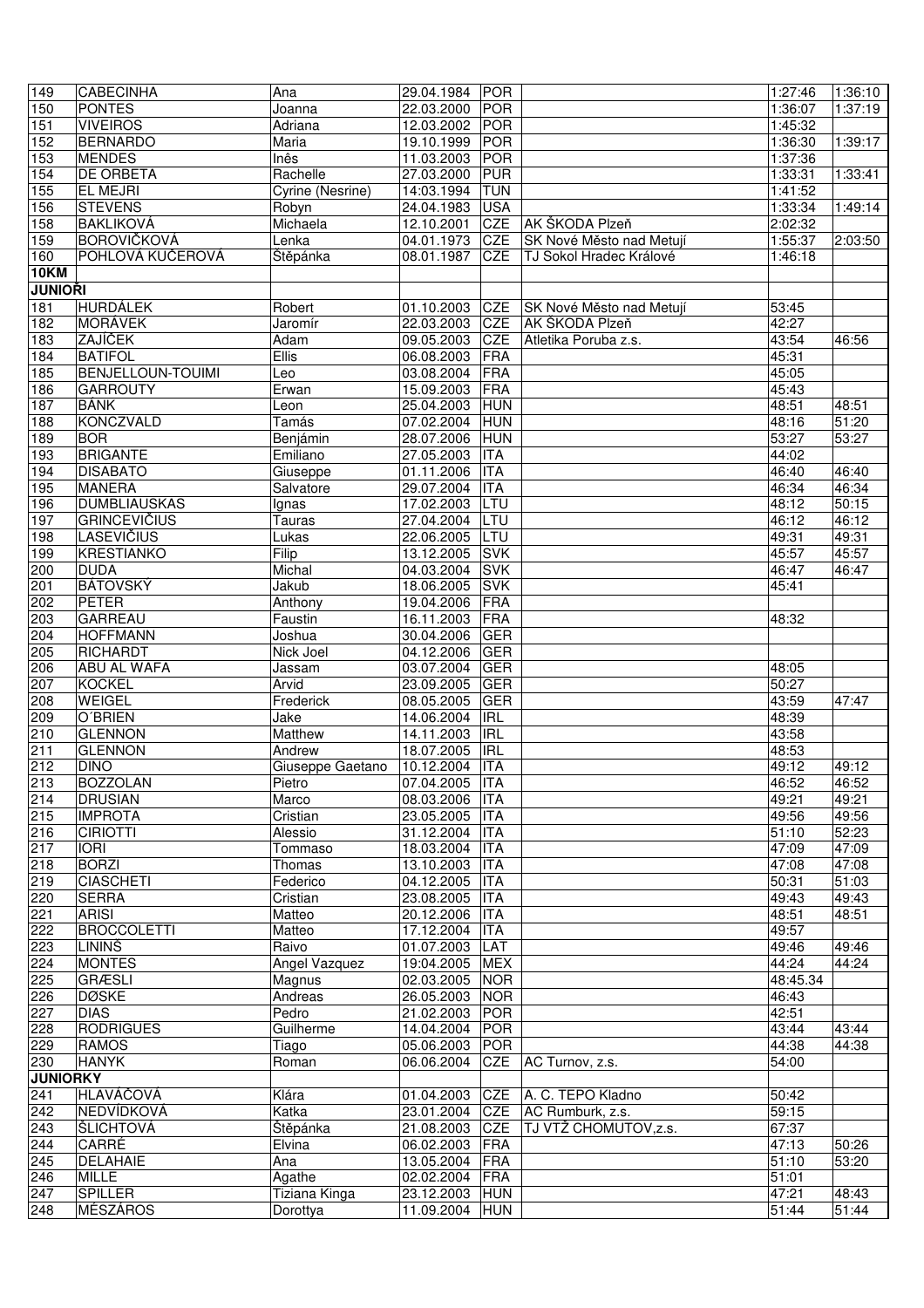| | | | | | | | |
|---|---|---|---|---|---|---|---|
| 149 | CABECINHA | Ana | 29.04.1984 | POR | | 1:27:46 | 1:36:10 |
| 150 | PONTES | Joanna | 22.03.2000 | POR | | 1:36:07 | 1:37:19 |
| 151 | VIVEIROS | Adriana | 12.03.2002 | POR | | 1:45:32 | |
| 152 | BERNARDO | Maria | 19.10.1999 | POR | | 1:36:30 | 1:39:17 |
| 153 | MENDES | Inês | 11.03.2003 | POR | | 1:37:36 | |
| 154 | DE ORBETA | Rachelle | 27.03.2000 | PUR | | 1:33:31 | 1:33:41 |
| 155 | EL MEJRI | Cyrine (Nesrine) | 14:03.1994 | TUN | | 1:41:52 | |
| 156 | STEVENS | Robyn | 24.04.1983 | USA | | 1:33:34 | 1:49:14 |
| 158 | BAKLIKOVÁ | Michaela | 12.10.2001 | CZE | AK ŠKODA Plzeň | 2:02:32 | |
| 159 | BOROVIČKOVÁ | Lenka | 04.01.1973 | CZE | SK Nové Město nad Metují | 1:55:37 | 2:03:50 |
| 160 | POHLOVÁ KUČEROVÁ | Štěpánka | 08.01.1987 | CZE | TJ Sokol Hradec Králové | 1:46:18 | |
| **10KM** | | | | | | | |
| **JUNIOŘI** | | | | | | | |
| 181 | HURDÁLEK | Robert | 01.10.2003 | CZE | SK Nové Město nad Metují | 53:45 | |
| 182 | MORÁVEK | Jaromír | 22.03.2003 | CZE | AK ŠKODA Plzeň | 42:27 | |
| 183 | ZAJÍČEK | Adam | 09.05.2003 | CZE | Atletika Poruba z.s. | 43:54 | 46:56 |
| 184 | BATIFOL | Ellis | 06.08.2003 | FRA | | 45:31 | |
| 185 | BENJELLOUN-TOUIMI | Leo | 03.08.2004 | FRA | | 45:05 | |
| 186 | GARROUTY | Erwan | 15.09.2003 | FRA | | 45:43 | |
| 187 | BÁNK | Leon | 25.04.2003 | HUN | | 48:51 | 48:51 |
| 188 | KONCZVALD | Tamás | 07.02.2004 | HUN | | 48:16 | 51:20 |
| 189 | BOR | Benjámin | 28.07.2006 | HUN | | 53:27 | 53:27 |
| 193 | BRIGANTE | Emiliano | 27.05.2003 | ITA | | 44:02 | |
| 194 | DISABATO | Giuseppe | 01.11.2006 | ITA | | 46:40 | 46:40 |
| 195 | MANERA | Salvatore | 29.07.2004 | ITA | | 46:34 | 46:34 |
| 196 | DUMBLIAUSKAS | Ignas | 17.02.2003 | LTU | | 48:12 | 50:15 |
| 197 | GRINCEVIČIUS | Tauras | 27.04.2004 | LTU | | 46:12 | 46:12 |
| 198 | LASEVIČIUS | Lukas | 22.06.2005 | LTU | | 49:31 | 49:31 |
| 199 | KRESTIANKO | Filip | 13.12.2005 | SVK | | 45:57 | 45:57 |
| 200 | DUDA | Michal | 04.03.2004 | SVK | | 46:47 | 46:47 |
| 201 | BÁTOVSKÝ | Jakub | 18.06.2005 | SVK | | 45:41 | |
| 202 | PETER | Anthony | 19.04.2006 | FRA | | | |
| 203 | GARREAU | Faustin | 16.11.2003 | FRA | | 48:32 | |
| 204 | HOFFMANN | Joshua | 30.04.2006 | GER | | | |
| 205 | RICHARDT | Nick Joel | 04.12.2006 | GER | | | |
| 206 | ABU AL WAFA | Jassam | 03.07.2004 | GER | | 48:05 | |
| 207 | KOCKEL | Arvid | 23.09.2005 | GER | | 50:27 | |
| 208 | WEIGEL | Frederick | 08.05.2005 | GER | | 43:59 | 47:47 |
| 209 | O´BRIEN | Jake | 14.06.2004 | IRL | | 48:39 | |
| 210 | GLENNON | Matthew | 14.11.2003 | IRL | | 43:58 | |
| 211 | GLENNON | Andrew | 18.07.2005 | IRL | | 48:53 | |
| 212 | DINO | Giuseppe Gaetano | 10.12.2004 | ITA | | 49:12 | 49:12 |
| 213 | BOZZOLAN | Pietro | 07.04.2005 | ITA | | 46:52 | 46:52 |
| 214 | DRUSIAN | Marco | 08.03.2006 | ITA | | 49:21 | 49:21 |
| 215 | IMPROTA | Cristian | 23.05.2005 | ITA | | 49:56 | 49:56 |
| 216 | CIRIOTTI | Alessio | 31.12.2004 | ITA | | 51:10 | 52:23 |
| 217 | IORI | Tommaso | 18.03.2004 | ITA | | 47:09 | 47:09 |
| 218 | BORZI | Thomas | 13.10.2003 | ITA | | 47:08 | 47:08 |
| 219 | CIASCHETI | Federico | 04.12.2005 | ITA | | 50:31 | 51:03 |
| 220 | SERRA | Cristian | 23.08.2005 | ITA | | 49:43 | 49:43 |
| 221 | ARISI | Matteo | 20.12.2006 | ITA | | 48:51 | 48:51 |
| 222 | BROCCOLETTI | Matteo | 17.12.2004 | ITA | | 49:57 | |
| 223 | LININŠ | Raivo | 01.07.2003 | LAT | | 49:46 | 49:46 |
| 224 | MONTES | Angel Vazquez | 19:04.2005 | MEX | | 44:24 | 44:24 |
| 225 | GRÆSLI | Magnus | 02.03.2005 | NOR | | 48:45.34 | |
| 226 | DØSKE | Andreas | 26.05.2003 | NOR | | 46:43 | |
| 227 | DIAS | Pedro | 21.02.2003 | POR | | 42:51 | |
| 228 | RODRIGUES | Guilherme | 14.04.2004 | POR | | 43:44 | 43:44 |
| 229 | RAMOS | Tiago | 05.06.2003 | POR | | 44:38 | 44:38 |
| 230 | HANYK | Roman | 06.06.2004 | CZE | AC Turnov, z.s. | 54:00 | |
| **JUNIORKY** | | | | | | | |
| 241 | HLAVÁČOVÁ | Klára | 01.04.2003 | CZE | A. C. TEPO Kladno | 50:42 | |
| 242 | NEDVÍDKOVÁ | Katka | 23.01.2004 | CZE | AC Rumburk, z.s. | 59:15 | |
| 243 | ŠLICHTOVÁ | Štěpánka | 21.08.2003 | CZE | TJ VTŽ CHOMUTOV,z.s. | 67:37 | |
| 244 | CARRÉ | Elvina | 06.02.2003 | FRA | | 47:13 | 50:26 |
| 245 | DELAHAIE | Ana | 13.05.2004 | FRA | | 51:10 | 53:20 |
| 246 | MILLE | Agathe | 02.02.2004 | FRA | | 51:01 | |
| 247 | SPILLER | Tiziana Kinga | 23.12.2003 | HUN | | 47:21 | 48:43 |
| 248 | MÉSZÁROS | Dorottya | 11.09.2004 | HUN | | 51:44 | 51:44 |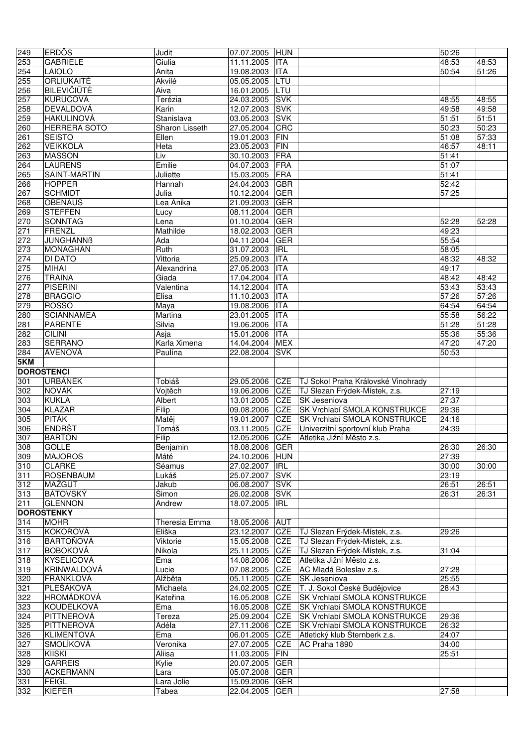| 249 | ERDŐS | Judit | 07.07.2005 | HUN | | 50:26 | |
|---|---|---|---|---|---|---|---|
| 253 | GABRIELE | Giulia | 11.11.2005 | ITA | | 48:53 | 48:53 |
| 254 | LAIOLO | Anita | 19.08.2003 | ITA | | 50:54 | 51:26 |
| 255 | ORLIUKAITĖ | Akvilė | 05.05.2005 | LTU | | | |
| 256 | BILEVIČIŪTĖ | Aiva | 16.01.2005 | LTU | | | |
| 257 | KURUCOVÁ | Terézia | 24.03.2005 | SVK | | 48:55 | 48:55 |
| 258 | DEVALDOVÁ | Karin | 12.07.2003 | SVK | | 49:58 | 49:58 |
| 259 | HAKULINOVÁ | Stanislava | 03.05.2003 | SVK | | 51:51 | 51:51 |
| 260 | HERRERA SOTO | Sharon Lisseth | 27.05.2004 | CRC | | 50:23 | 50:23 |
| 261 | SEISTO | Ellen | 19.01.2003 | FIN | | 51:08 | 57:33 |
| 262 | VEIKKOLA | Heta | 23.05.2003 | FIN | | 46:57 | 48:11 |
| 263 | MASSON | Liv | 30.10.2003 | FRA | | 51:41 | |
| 264 | LAURENS | Emilie | 04.07.2003 | FRA | | 51:07 | |
| 265 | SAINT-MARTIN | Juliette | 15.03.2005 | FRA | | 51:41 | |
| 266 | HOPPER | Hannah | 24.04.2003 | GBR | | 52:42 | |
| 267 | SCHMIDT | Julia | 10.12.2004 | GER | | 57:25 | |
| 268 | OBENAUS | Lea Anika | 21.09.2003 | GER | | | |
| 269 | STEFFEN | Lucy | 08.11.2004 | GER | | | |
| 270 | SONNTAG | Lena | 01.10.2004 | GER | | 52:28 | 52:28 |
| 271 | FRENZL | Mathilde | 18.02.2003 | GER | | 49:23 | |
| 272 | JUNGHANNß | Ada | 04.11.2004 | GER | | 55:54 | |
| 273 | MONAGHAN | Ruth | 31.07.2003 | IRL | | 58:05 | |
| 274 | DI DATO | Vittoria | 25.09.2003 | ITA | | 48:32 | 48:32 |
| 275 | MIHAI | Alexandrina | 27.05.2003 | ITA | | 49:17 | |
| 276 | TRAINA | Giada | 17.04.2004 | ITA | | 48:42 | 48:42 |
| 277 | PISERINI | Valentina | 14.12.2004 | ITA | | 53:43 | 53:43 |
| 278 | BRAGGIO | Elisa | 11.10.2003 | ITA | | 57:26 | 57:26 |
| 279 | ROSSO | Maya | 19.08.2006 | ITA | | 64:54 | 64:54 |
| 280 | SCIANNAMEA | Martina | 23.01.2005 | ITA | | 55:58 | 56:22 |
| 281 | PARENTE | Silvia | 19.06.2006 | ITA | | 51:28 | 51:28 |
| 282 | CILINI | Asja | 15.01.2006 | ITA | | 55:36 | 55:36 |
| 283 | SERRANO | Karla Ximena | 14.04.2004 | MEX | | 47:20 | 47:20 |
| 284 | AVENOVÁ | Paulína | 22.08.2004 | SVK | | 50:53 | |
| **5KM** | | | | | | | |
| **DOROSTENCI** | | | | | | | |
| 301 | URBÁNEK | Tobiáš | 29.05.2006 | CZE | TJ Sokol Praha Královské Vinohrady | | |
| 302 | NOVÁK | Vojtěch | 19.06.2006 | CZE | TJ Slezan Frýdek-Místek, z.s. | 27:19 | |
| 303 | KUKLA | Albert | 13.01.2005 | CZE | SK Jeseniova | 27:37 | |
| 304 | KLAZAR | Filip | 09.08.2006 | CZE | SK Vrchlabí SMOLA KONSTRUKCE | 29:36 | |
| 305 | PITÁK | Matěj | 19.01.2007 | CZE | SK Vrchlabí SMOLA KONSTRUKCE | 24:16 | |
| 306 | ENDRŠT | Tomáš | 03.11.2005 | CZE | Univerzitní sportovní klub Praha | 24:39 | |
| 307 | BARTOŇ | Filip | 12.05.2006 | CZE | Atletika Jižní Město z.s. | | |
| 308 | GOLLE | Benjamin | 18.08.2006 | GER | | 26:30 | 26:30 |
| 309 | MAJOROS | Máté | 24.10.2006 | HUN | | 27:39 | |
| 310 | CLARKE | Séamus | 27.02.2007 | IRL | | 30:00 | 30:00 |
| 311 | ROSENBAUM | Lukáš | 25.07.2007 | SVK | | 23:19 | |
| 312 | MAŽGÚT | Jakub | 06.08.2007 | SVK | | 26:51 | 26:51 |
| 313 | BÁTOVSKÝ | Šimon | 26.02.2008 | SVK | | 26:31 | 26:31 |
| 211 | GLENNON | Andrew | 18.07.2005 | IRL | | | |
| **DOROSTENKY** | | | | | | | |
| 314 | MOHR | Theresia Emma | 18.05.2006 | AUT | | | |
| 315 | KOKOŘOVÁ | Eliška | 23.12.2007 | CZE | TJ Slezan Frýdek-Místek, z.s. | 29:26 | |
| 316 | BARTOŇOVÁ | Viktorie | 15.05.2008 | CZE | TJ Slezan Frýdek-Místek, z.s. | | |
| 317 | BOBOKOVÁ | Nikola | 25.11.2005 | CZE | TJ Slezan Frýdek-Místek, z.s. | 31:04 | |
| 318 | KYSELICOVÁ | Ema | 14.08.2006 | CZE | Atletika Jižní Město z.s. | | |
| 319 | KRINWALDOVÁ | Lucie | 07.08.2005 | CZE | AC Mladá Boleslav z.s. | 27:28 | |
| 320 | FRANKLOVÁ | Alžběta | 05.11.2005 | CZE | SK Jeseniova | 25:55 | |
| 321 | PLEŠÁKOVÁ | Michaela | 24.02.2005 | CZE | T. J. Sokol České Budějovice | 28:43 | |
| 322 | HROMÁDKOVÁ | Kateřina | 16.05.2008 | CZE | SK Vrchlabí SMOLA KONSTRUKCE | | |
| 323 | KOUDELKOVÁ | Ema | 16.05.2008 | CZE | SK Vrchlabí SMOLA KONSTRUKCE | | |
| 324 | PITTNEROVÁ | Tereza | 25.09.2004 | CZE | SK Vrchlabí SMOLA KONSTRUKCE | 29:36 | |
| 325 | PITTNEROVÁ | Adéla | 27.11.2006 | CZE | SK Vrchlabí SMOLA KONSTRUKCE | 26:32 | |
| 326 | KLIMENTOVÁ | Ema | 06.01.2005 | CZE | Atletický klub Šternberk z.s. | 24:07 | |
| 327 | SMOLÍKOVÁ | Veronika | 27.07.2005 | CZE | AC Praha 1890 | 34:00 | |
| 328 | KIISKI | Aliisa | 11.03.2005 | FIN | | 25:51 | |
| 329 | GARREIS | Kylie | 20.07.2005 | GER | | | |
| 330 | ACKERMANN | Lara | 05.07.2008 | GER | | | |
| 331 | FEIGL | Lara Jolie | 15.09.2006 | GER | | | |
| 332 | KIEFER | Tabea | 22.04.2005 | GER | | 27:58 | |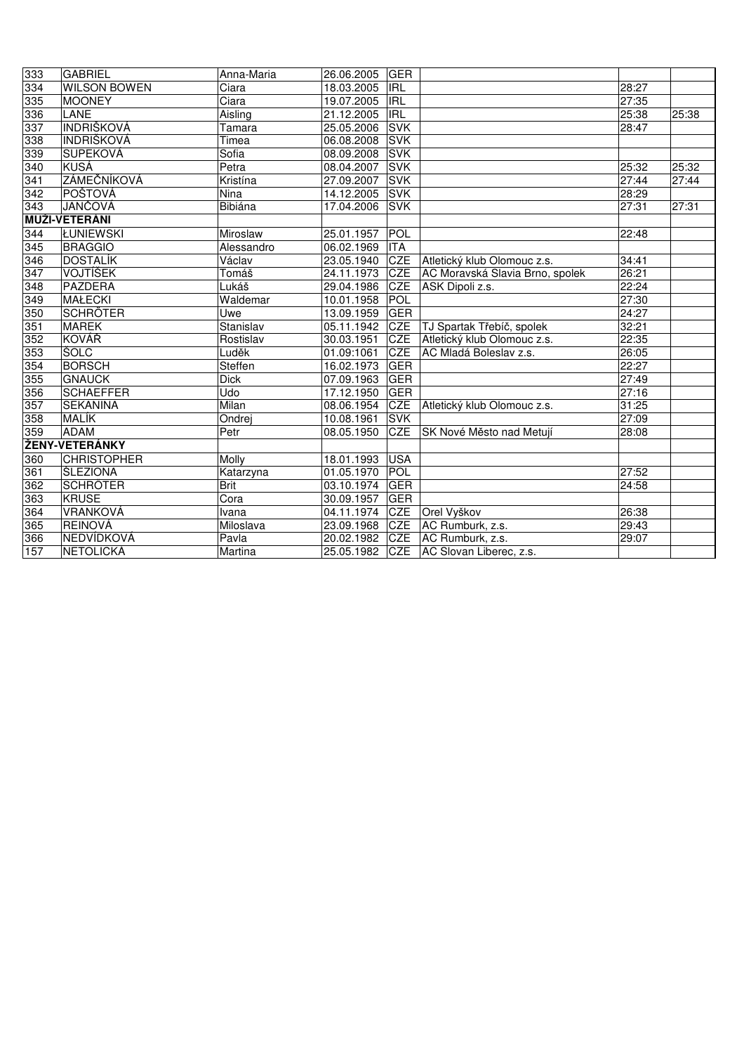| | | | | | | | |
|---|---|---|---|---|---|---|---|
| 333 | GABRIEL | Anna-Maria | 26.06.2005 | GER | | | |
| 334 | WILSON BOWEN | Ciara | 18.03.2005 | IRL | | 28:27 | |
| 335 | MOONEY | Ciara | 19.07.2005 | IRL | | 27:35 | |
| 336 | LANE | Aisling | 21.12.2005 | IRL | | 25:38 | 25:38 |
| 337 | INDRIŠKOVÁ | Tamara | 25.05.2006 | SVK | | 28:47 | |
| 338 | INDRIŠKOVÁ | Timea | 06.08.2008 | SVK | | | |
| 339 | SUPEKOVÁ | Sofia | 08.09.2008 | SVK | | | |
| 340 | KUSÁ | Petra | 08.04.2007 | SVK | | 25:32 | 25:32 |
| 341 | ZÁMEČNÍKOVÁ | Kristína | 27.09.2007 | SVK | | 27:44 | 27:44 |
| 342 | POŠTOVÁ | Nina | 14.12.2005 | SVK | | 28:29 | |
| 343 | JANČOVÁ | Bibiána | 17.04.2006 | SVK | | 27:31 | 27:31 |
| **MUŽI-VETERÁNI** | | | | | | | |
| 344 | ŁUNIEWSKI | Miroslaw | 25.01.1957 | POL | | 22:48 | |
| 345 | BRAGGIO | Alessandro | 06.02.1969 | ITA | | | |
| 346 | DOSTALÍK | Václav | 23.05.1940 | CZE | Atletický klub Olomouc z.s. | 34:41 | |
| 347 | VOJTÍŠEK | Tomáš | 24.11.1973 | CZE | AC Moravská Slavia Brno, spolek | 26:21 | |
| 348 | PAZDERA | Lukáš | 29.04.1986 | CZE | ASK Dipoli z.s. | 22:24 | |
| 349 | MAŁECKI | Waldemar | 10.01.1958 | POL | | 27:30 | |
| 350 | SCHRÖTER | Uwe | 13.09.1959 | GER | | 24:27 | |
| 351 | MAREK | Stanislav | 05.11.1942 | CZE | TJ Spartak Třebíč, spolek | 32:21 | |
| 352 | KOVÁŘ | Rostislav | 30.03.1951 | CZE | Atletický klub Olomouc z.s. | 22:35 | |
| 353 | ŠOLC | Luděk | 01.09:1061 | CZE | AC Mladá Boleslav z.s. | 26:05 | |
| 354 | BORSCH | Steffen | 16.02.1973 | GER | | 22:27 | |
| 355 | GNAUCK | Dick | 07.09.1963 | GER | | 27:49 | |
| 356 | SCHAEFFER | Udo | 17.12.1950 | GER | | 27:16 | |
| 357 | SEKANINA | Milan | 08.06.1954 | CZE | Atletický klub Olomouc z.s. | 31:25 | |
| 358 | MALÍK | Ondrej | 10.08.1961 | SVK | | 27:09 | |
| 359 | ADAM | Petr | 08.05.1950 | CZE | SK Nové Město nad Metují | 28:08 | |
| **ŽENY-VETERÁNKY** | | | | | | | |
| 360 | CHRISTOPHER | Molly | 18.01.1993 | USA | | | |
| 361 | ŚLEZIONA | Katarzyna | 01.05.1970 | POL | | 27:52 | |
| 362 | SCHRÖTER | Brit | 03.10.1974 | GER | | 24:58 | |
| 363 | KRUSE | Cora | 30.09.1957 | GER | | | |
| 364 | VRANKOVÁ | Ivana | 04.11.1974 | CZE | Orel Vyškov | 26:38 | |
| 365 | REINOVÁ | Miloslava | 23.09.1968 | CZE | AC Rumburk, z.s. | 29:43 | |
| 366 | NEDVÍDKOVÁ | Pavla | 20.02.1982 | CZE | AC Rumburk, z.s. | 29:07 | |
| 157 | NETOLICKÁ | Martina | 25.05.1982 | CZE | AC Slovan Liberec, z.s. | | |